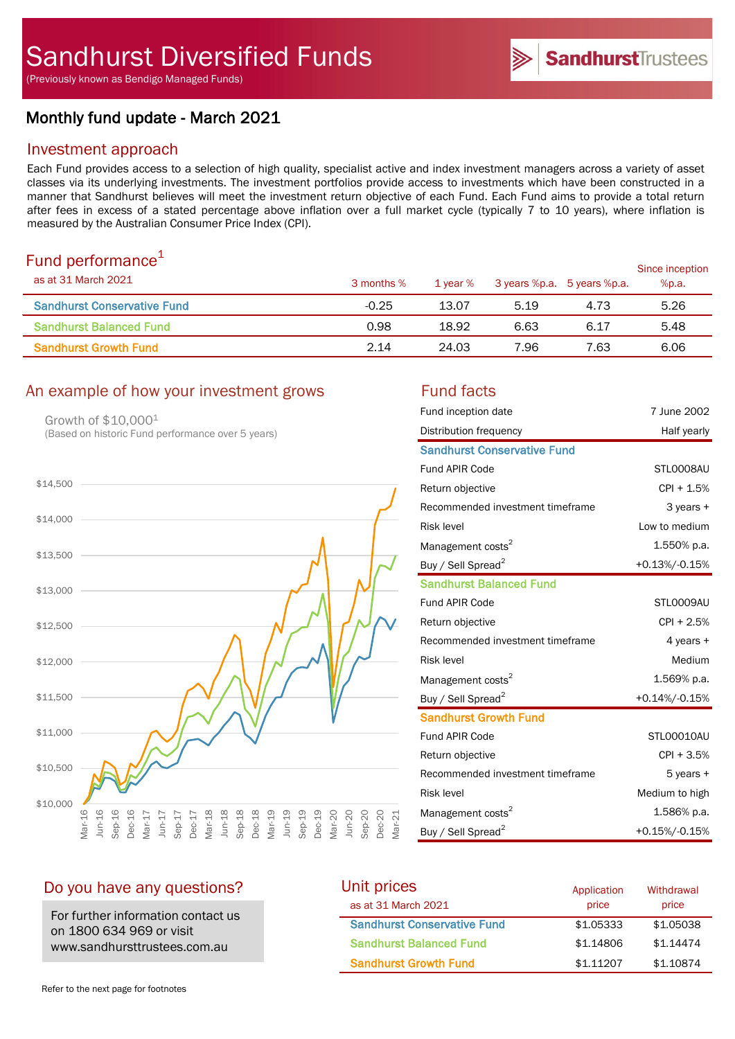# Sandhurst Diversified Funds

(Previously known as Bendigo Managed Funds)

SandhurstTrustees

## Monthly fund update - March 2021

## Investment approach

Each Fund provides access to a selection of high quality, specialist active and index investment managers across a variety of asset classes via its underlying investments. The investment portfolios provide access to investments which have been constructed in a manner that Sandhurst believes will meet the investment return objective of each Fund. Each Fund aims to provide a total return after fees in excess of a stated percentage above inflation over a full market cycle (typically 7 to 10 years), where inflation is measured by the Australian Consumer Price Index (CPI).

## Fund performance[1]

| as at 31 March 2021 | 3 months % | 1 year % | 3 years %p.a. | 5 years %p.a. | Since inception %p.a. |
|---|---|---|---|---|---|
| Sandhurst Conservative Fund | -0.25 | 13.07 | 5.19 | 4.73 | 5.26 |
| Sandhurst Balanced Fund | 0.98 | 18.92 | 6.63 | 6.17 | 5.48 |
| Sandhurst Growth Fund | 2.14 | 24.03 | 7.96 | 7.63 | 6.06 |

## An example of how your investment grows

Growth of $10,000[1]
(Based on historic Fund performance over 5 years)

## Fund facts

| | |
|---|---|
| Fund inception date | 7 June 2002 |
| Distribution frequency | Half yearly |
| **Sandhurst Conservative Fund** | |
| Fund APIR Code | STL0008AU |
| Return objective | CPI + 1.5% |
| Recommended investment timeframe | 3 years + |
| Risk level | Low to medium |
| Management costs[2] | 1.550% p.a. |
| Buy / Sell Spread[2] | +0.13%/-0.15% |
| **Sandhurst Balanced Fund** | |
| Fund APIR Code | STL0009AU |
| Return objective | CPI + 2.5% |
| Recommended investment timeframe | 4 years + |
| Risk level | Medium |
| Management costs[2] | 1.569% p.a. |
| Buy / Sell Spread[2] | +0.14%/-0.15% |
| **Sandhurst Growth Fund** | |
| Fund APIR Code | STL00010AU |
| Return objective | CPI + 3.5% |
| Recommended investment timeframe | 5 years + |
| Risk level | Medium to high |
| Management costs[2] | 1.586% p.a. |
| Buy / Sell Spread[2] | +0.15%/-0.15% |

## Do you have any questions?

For further information contact us on 1800 634 969 or visit www.sandhursttrustees.com.au

## Unit prices

| as at 31 March 2021 | Application price | Withdrawal price |
|---|---|---|
| Sandhurst Conservative Fund | $1.05333 | $1.05038 |
| Sandhurst Balanced Fund | $1.14806 | $1.14474 |
| Sandhurst Growth Fund | $1.11207 | $1.10874 |

Refer to the next page for footnotes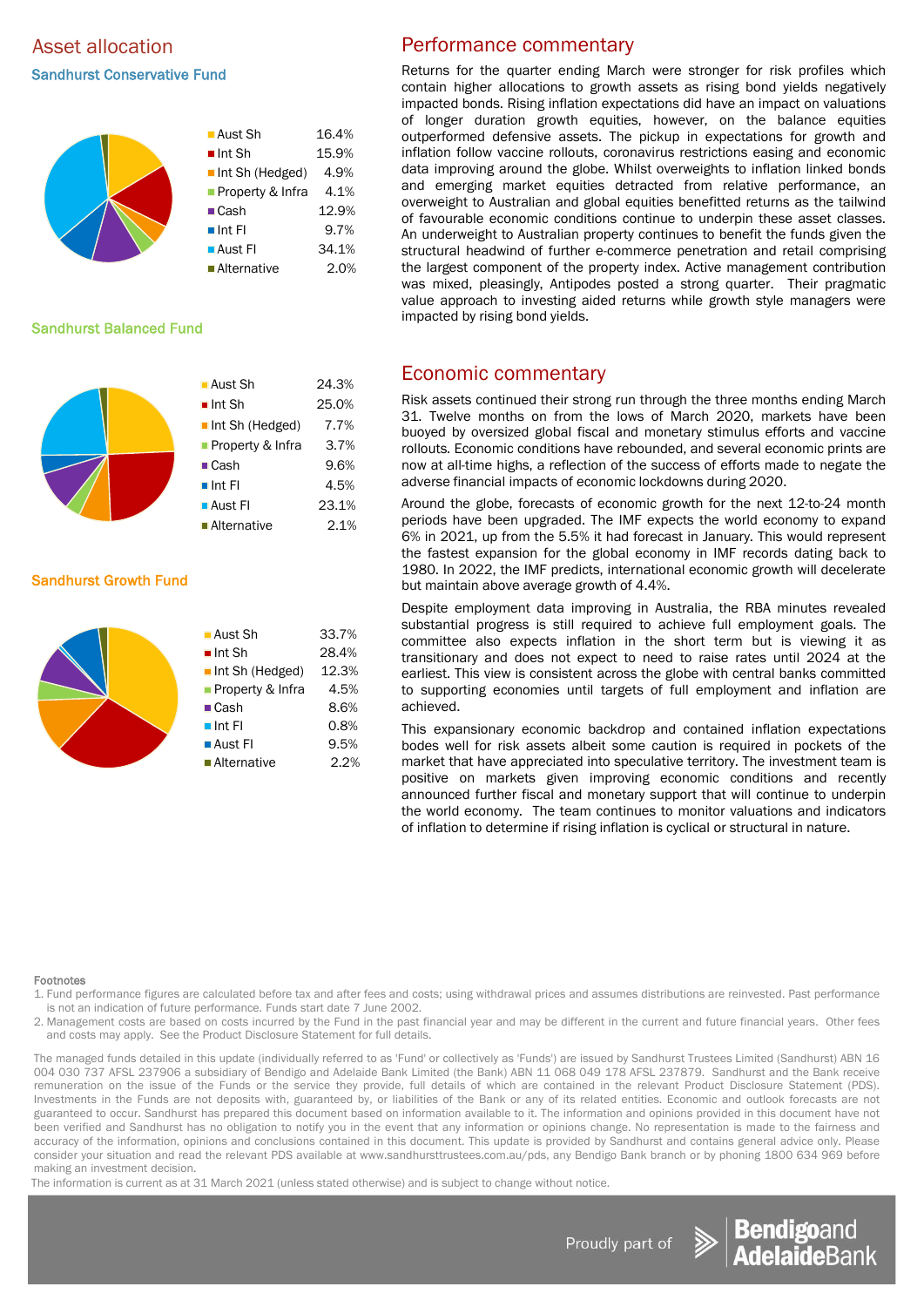## Asset allocation

### Sandhurst Conservative Fund

Aust Sh 16.4%
Int Sh 15.9%
Int Sh (Hedged) 4.9%
Property & Infra 4.1%
Cash 12.9%
Int FI 9.7%
Aust FI 34.1%
Alternative 2.0%

### Sandhurst Balanced Fund

Aust Sh 24.3%
Int Sh 25.0%
Int Sh (Hedged) 7.7%
Property & Infra 3.7%
Cash 9.6%
Int FI 4.5%
Aust FI 23.1%
Alternative 2.1%

### Sandhurst Growth Fund

Aust Sh 33.7%
Int Sh 28.4%
Int Sh (Hedged) 12.3%
Property & Infra 4.5%
Cash 8.6%
Int FI 0.8%
Aust FI 9.5%
Alternative 2.2%

## Performance commentary

Returns for the quarter ending March were stronger for risk profiles which contain higher allocations to growth assets as rising bond yields negatively impacted bonds. Rising inflation expectations did have an impact on valuations of longer duration growth equities, however, on the balance equities outperformed defensive assets. The pickup in expectations for growth and inflation follow vaccine rollouts, coronavirus restrictions easing and economic data improving around the globe. Whilst overweights to inflation linked bonds and emerging market equities detracted from relative performance, an overweight to Australian and global equities benefitted returns as the tailwind of favourable economic conditions continue to underpin these asset classes. An underweight to Australian property continues to benefit the funds given the structural headwind of further e-commerce penetration and retail comprising the largest component of the property index. Active management contribution was mixed, pleasingly, Antipodes posted a strong quarter. Their pragmatic value approach to investing aided returns while growth style managers were impacted by rising bond yields.

## Economic commentary

Risk assets continued their strong run through the three months ending March 31. Twelve months on from the lows of March 2020, markets have been buoyed by oversized global fiscal and monetary stimulus efforts and vaccine rollouts. Economic conditions have rebounded, and several economic prints are now at all-time highs, a reflection of the success of efforts made to negate the adverse financial impacts of economic lockdowns during 2020.

Around the globe, forecasts of economic growth for the next 12-to-24 month periods have been upgraded. The IMF expects the world economy to expand 6% in 2021, up from the 5.5% it had forecast in January. This would represent the fastest expansion for the global economy in IMF records dating back to 1980. In 2022, the IMF predicts, international economic growth will decelerate but maintain above average growth of 4.4%.

Despite employment data improving in Australia, the RBA minutes revealed substantial progress is still required to achieve full employment goals. The committee also expects inflation in the short term but is viewing it as transitionary and does not expect to need to raise rates until 2024 at the earliest. This view is consistent across the globe with central banks committed to supporting economies until targets of full employment and inflation are achieved.

This expansionary economic backdrop and contained inflation expectations bodes well for risk assets albeit some caution is required in pockets of the market that have appreciated into speculative territory. The investment team is positive on markets given improving economic conditions and recently announced further fiscal and monetary support that will continue to underpin the world economy. The team continues to monitor valuations and indicators of inflation to determine if rising inflation is cyclical or structural in nature.

**Footnotes**

1. Fund performance figures are calculated before tax and after fees and costs; using withdrawal prices and assumes distributions are reinvested. Past performance is not an indication of future performance. Funds start date 7 June 2002.
2. Management costs are based on costs incurred by the Fund in the past financial year and may be different in the current and future financial years. Other fees and costs may apply. See the Product Disclosure Statement for full details.

The managed funds detailed in this update (individually referred to as 'Fund' or collectively as 'Funds') are issued by Sandhurst Trustees Limited (Sandhurst) ABN 16 004 030 737 AFSL 237906 a subsidiary of Bendigo and Adelaide Bank Limited (the Bank) ABN 11 068 049 178 AFSL 237879. Sandhurst and the Bank receive remuneration on the issue of the Funds or the service they provide, full details of which are contained in the relevant Product Disclosure Statement (PDS). Investments in the Funds are not deposits with, guaranteed by, or liabilities of the Bank or any of its related entities. Economic and outlook forecasts are not guaranteed to occur. Sandhurst has prepared this document based on information available to it. The information and opinions provided in this document have not been verified and Sandhurst has no obligation to notify you in the event that any information or opinions change. No representation is made to the fairness and accuracy of the information, opinions and conclusions contained in this document. This update is provided by Sandhurst and contains general advice only. Please consider your situation and read the relevant PDS available at www.sandhursttrustees.com.au/pds, any Bendigo Bank branch or by phoning 1800 634 969 before making an investment decision.

The information is current as at 31 March 2021 (unless stated otherwise) and is subject to change without notice.

Proudly part of Bendigo and Adelaide Bank